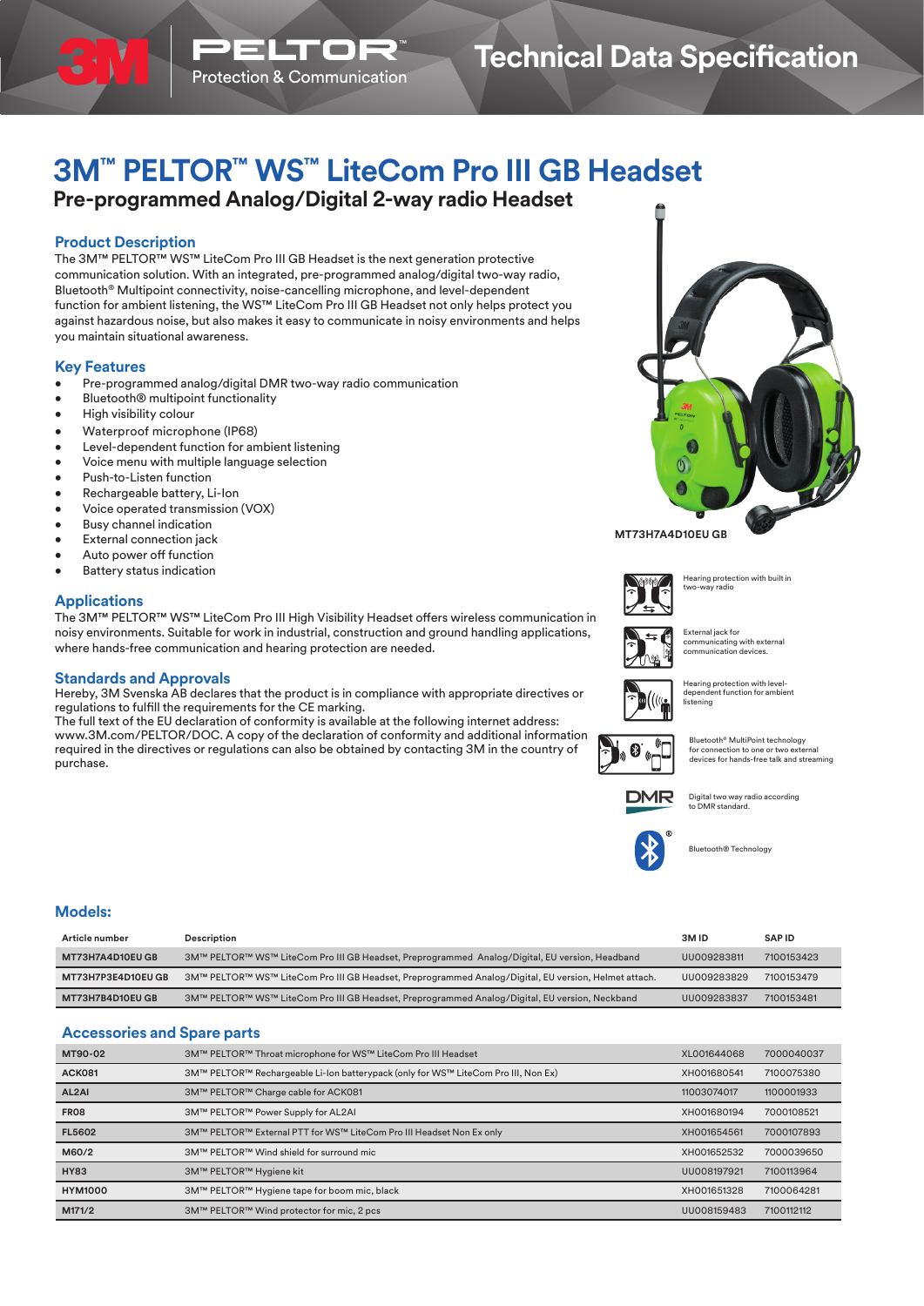Technical Data Specification

# 3M™ PELTOR™ WS™ LiteCom Pro III GB Headset

## Pre-programmed Analog/Digital 2-way radio Headset

### Product Description

The 3M™ PELTOR™ WS™ LiteCom Pro III GB Headset is the next generation protective communication solution. With an integrated, pre-programmed analog/digital two-way radio, Bluetooth® Multipoint connectivity, noise-cancelling microphone, and level-dependent function for ambient listening, the WS™ LiteCom Pro III GB Headset not only helps protect you against hazardous noise, but also makes it easy to communicate in noisy environments and helps you maintain situational awareness.

### Key Features

- Pre-programmed analog/digital DMR two-way radio communication
- Bluetooth® multipoint functionality
- High visibility colour
- Waterproof microphone (IP68)
- Level-dependent function for ambient listening
- Voice menu with multiple language selection
- Push-to-Listen function
- Rechargeable battery, Li-Ion
- Voice operated transmission (VOX)
- Busy channel indication
- External connection jack
- Auto power off function
- Battery status indication

MT73H7A4D10EU GB

- Hearing protection with built in two-way radio
- External jack for communicating with external communication devices.
- Hearing protection with level-dependent function for ambient listening
- Bluetooth® MultiPoint technology for connection to one or two external devices for hands-free talk and streaming
- Digital two way radio according to DMR standard.
- Bluetooth® Technology

### Applications

The 3M™ PELTOR™ WS™ LiteCom Pro III High Visibility Headset offers wireless communication in noisy environments. Suitable for work in industrial, construction and ground handling applications, where hands-free communication and hearing protection are needed.

### Standards and Approvals

Hereby, 3M Svenska AB declares that the product is in compliance with appropriate directives or regulations to fulfill the requirements for the CE marking.
The full text of the EU declaration of conformity is available at the following internet address: www.3M.com/PELTOR/DOC. A copy of the declaration of conformity and additional information required in the directives or regulations can also be obtained by contacting 3M in the country of purchase.

### Models:

| Article number | Description | 3M ID | SAP ID |
|---|---|---|---|
| MT73H7A4D10EU GB | 3M™ PELTOR™ WS™ LiteCom Pro III GB Headset, Preprogrammed Analog/Digital, EU version, Headband | UU009283811 | 7100153423 |
| MT73H7P3E4D10EU GB | 3M™ PELTOR™ WS™ LiteCom Pro III GB Headset, Preprogrammed Analog/Digital, EU version, Helmet attach. | UU009283829 | 7100153479 |
| MT73H7B4D10EU GB | 3M™ PELTOR™ WS™ LiteCom Pro III GB Headset, Preprogrammed Analog/Digital, EU version, Neckband | UU009283837 | 7100153481 |

### Accessories and Spare parts

| | | | |
|---|---|---|---|
| MT90-02 | 3M™ PELTOR™ Throat microphone for WS™ LiteCom Pro III Headset | XL001644068 | 7000040037 |
| ACK081 | 3M™ PELTOR™ Rechargeable Li-Ion batterypack (only for WS™ LiteCom Pro III, Non Ex) | XH001680541 | 7100075380 |
| AL2AI | 3M™ PELTOR™ Charge cable for ACK081 | 11003074017 | 1100001933 |
| FR08 | 3M™ PELTOR™ Power Supply for AL2AI | XH001680194 | 7000108521 |
| FL5602 | 3M™ PELTOR™ External PTT for WS™ LiteCom Pro III Headset Non Ex only | XH001654561 | 7000107893 |
| M60/2 | 3M™ PELTOR™ Wind shield for surround mic | XH001652532 | 7000039650 |
| HY83 | 3M™ PELTOR™ Hygiene kit | UU008197921 | 7100113964 |
| HYM1000 | 3M™ PELTOR™ Hygiene tape for boom mic, black | XH001651328 | 7100064281 |
| M171/2 | 3M™ PELTOR™ Wind protector for mic, 2 pcs | UU008159483 | 7100112112 |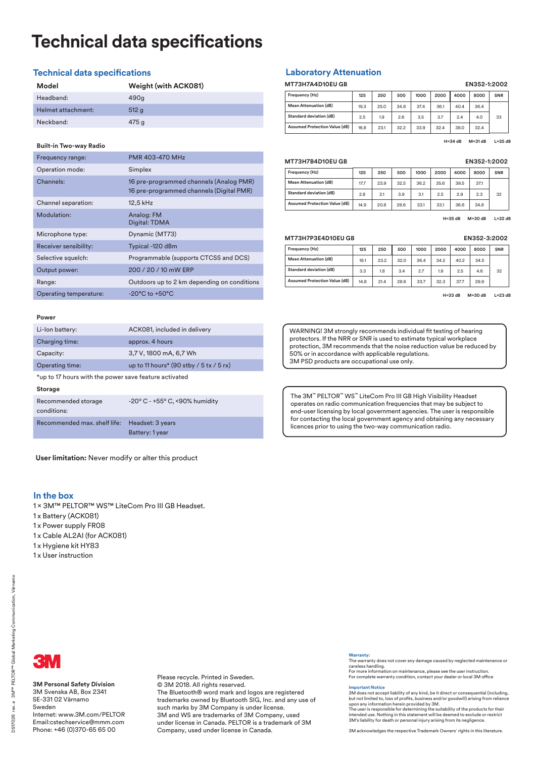# Technical data specifications

## Technical data specifications

| Model | Weight (with ACK081) |
|---|---|
| Headband: | 490g |
| Helmet attachment: | 512 g |
| Neckband: | 475 g |

**Built-in Two-way Radio**

| | |
|---|---|
| Frequency range: | PMR 403-470 MHz |
| Operation mode: | Simplex |
| Channels: | 16 pre-programmed channels (Analog PMR)<br>16 pre-programmed channels (Digital PMR) |
| Channel separation: | 12,5 kHz |
| Modulation: | Analog: FM<br>Digital: TDMA |
| Microphone type: | Dynamic (MT73) |
| Receiver sensibility: | Typical -120 dBm |
| Selective squelch: | Programmable (supports CTCSS and DCS) |
| Output power: | 200 / 20 / 10 mW ERP |
| Range: | Outdoors up to 2 km depending on conditions |
| Operating temperature: | -20°C to +50°C |

**Power**

| | |
|---|---|
| Li-Ion battery: | ACK081, included in delivery |
| Charging time: | approx. 4 hours |
| Capacity: | 3,7 V, 1800 mA, 6,7 Wh |
| Operating time: | up to 11 hours* (90 stby / 5 tx / 5 rx) |

*up to 17 hours with the power save feature activated

**Storage**

| | |
|---|---|
| Recommended storage conditions: | -20° C - +55° C, <90% humidity |
| Recommended max. shelf life: | Headset: 3 years<br>Battery: 1 year |

**User limitation:** Never modify or alter this product

## Laboratory Attenuation

**MT73H7A4D10EU GB** — EN352-1:2002

| Frequency (Hz) | 125 | 250 | 500 | 1000 | 2000 | 4000 | 8000 | SNR |
|---|---|---|---|---|---|---|---|---|
| Mean Attenuation (dB) | 19.3 | 25.0 | 34.8 | 37.4 | 36.1 | 40.4 | 36.4 | 33 |
| Standard deviation (dB) | 2.5 | 1.9 | 2.6 | 3.5 | 3.7 | 2.4 | 4.0 | |
| Assumed Protection Value (dB) | 16.8 | 23.1 | 32.2 | 33.9 | 32.4 | 38.0 | 32.4 | |

H=34 dB M=31 dB L=25 dB

**MT73H7B4D10EU GB** — EN352-1:2002

| Frequency (Hz) | 125 | 250 | 500 | 1000 | 2000 | 4000 | 8000 | SNR |
|---|---|---|---|---|---|---|---|---|
| Mean Attenuation (dB) | 17.7 | 23.9 | 32.5 | 36.2 | 35.6 | 39.5 | 37.1 | 32 |
| Standard deviation (dB) | 2.8 | 3.1 | 3.9 | 3.1 | 2.5 | 2.9 | 2.3 | |
| Assumed Protection Value (dB) | 14.9 | 20.8 | 28.6 | 33.1 | 33.1 | 36.6 | 34.8 | |

H=35 dB M=30 dB L=22 dB

**MT73H7P3E4D10EU GB** — EN352-3:2002

| Frequency (Hz) | 125 | 250 | 500 | 1000 | 2000 | 4000 | 8000 | SNR |
|---|---|---|---|---|---|---|---|---|
| Mean Attenuation (dB) | 18.1 | 23.2 | 32.0 | 36.4 | 34.2 | 40.2 | 34.5 | 32 |
| Standard deviation (dB) | 3.3 | 1.8 | 3.4 | 2.7 | 1.9 | 2.5 | 4.6 | |
| Assumed Protection Value (dB) | 14.8 | 21.4 | 28.6 | 33.7 | 32.3 | 37.7 | 29.9 | |

H=33 dB M=30 dB L=23 dB

WARNING! 3M strongly recommends individual fit testing of hearing protectors. If the NRR or SNR is used to estimate typical workplace protection, 3M recommends that the noise reduction value be reduced by 50% or in accordance with applicable regulations.
3M PSD products are occupational use only.

The 3M™ PELTOR™ WS™ LiteCom Pro III GB High Visibility Headset operates on radio communication frequencies that may be subject to end-user licensing by local government agencies. The user is responsible for contacting the local government agency and obtaining any necessary licences prior to using the two-way communication radio.

## In the box

1 × 3M™ PELTOR™ WS™ LiteCom Pro III GB Headset.
1 x Battery (ACK081)
1 x Power supply FR08
1 x Cable AL2AI (for ACK081)
1 x Hygiene kit HY83
1 x User instruction

DS17026 rev. a 3M™ PELTOR™ Global Marketing Communication, Värnamo

**3M Personal Safety Division**
3M Svenska AB, Box 2341
SE-331 02 Värnamo
Sweden
Internet: www.3M.com/PELTOR
Email:cstechservice@mmm.com
Phone: +46 (0)370-65 65 00

Please recycle. Printed in Sweden.
© 3M 2018. All rights reserved.
The Bluetooth® word mark and logos are registered trademarks owned by Bluetooth SIG, Inc. and any use of such marks by 3M Company is under license.
3M and WS are trademarks of 3M Company, used under license in Canada. PELTOR is a trademark of 3M Company, used under license in Canada.

**Warranty:**
The warranty does not cover any damage caused by neglected maintenance or careless handling.
For more information on maintenance, please see the user instruction.
For complete warranty condition, contact your dealer or local 3M office

**Important Notice**
3M does not accept liability of any kind, be it direct or consequential (including, but not limited to, loss of profits, business and/or goodwill) arising from reliance upon any information herein provided by 3M.
The user is responsible for determining the suitability of the products for their intended use. Nothing in this statement will be deemed to exclude or restrict 3M's liability for death or personal injury arising from its negligence.

3M acknowledges the respective Trademark Owners' rights in this literature.